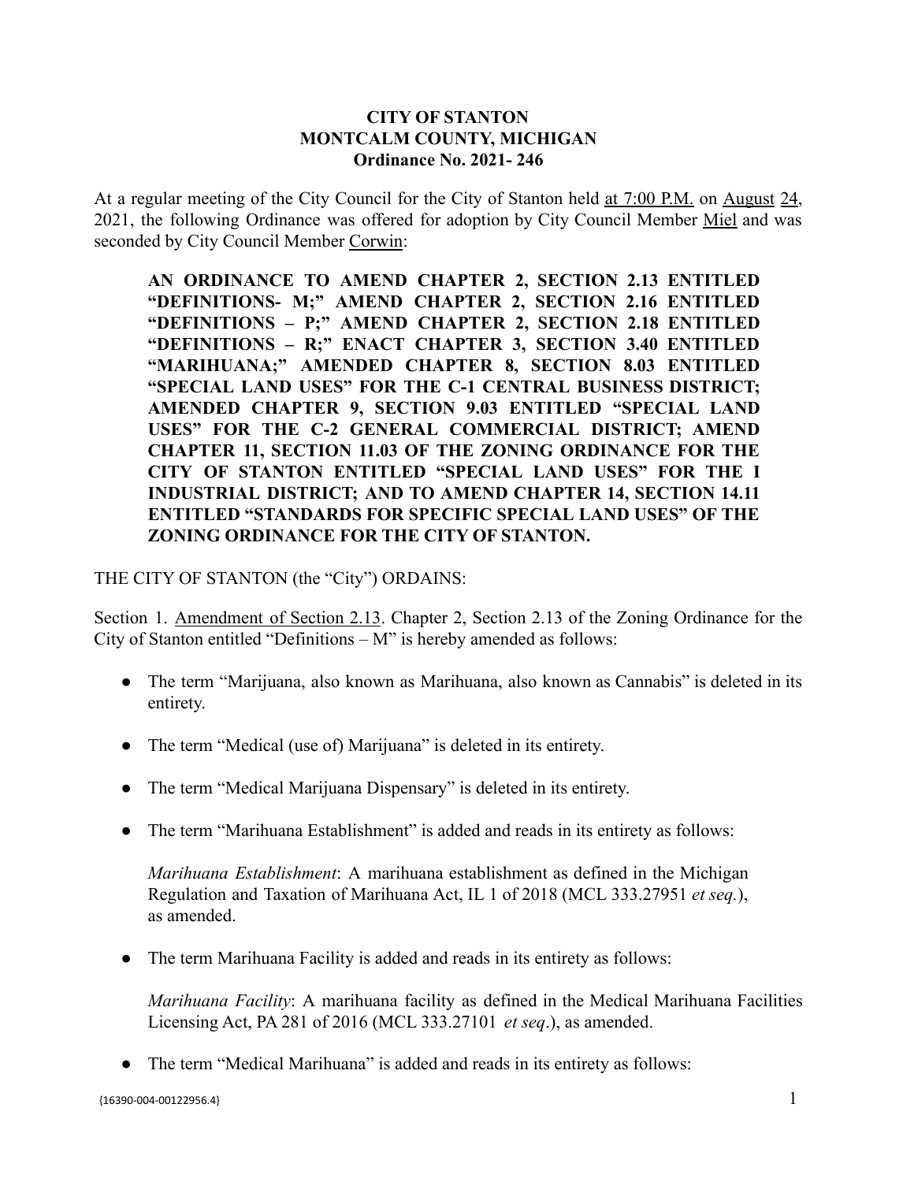**CITY OF STANTON**
**MONTCALM COUNTY, MICHIGAN**
**Ordinance No. 2021- 246**

At a regular meeting of the City Council for the City of Stanton held at 7:00 P.M. on August 24, 2021, the following Ordinance was offered for adoption by City Council Member Miel and was seconded by City Council Member Corwin:

> **AN ORDINANCE TO AMEND CHAPTER 2, SECTION 2.13 ENTITLED "DEFINITIONS- M;" AMEND CHAPTER 2, SECTION 2.16 ENTITLED "DEFINITIONS – P;" AMEND CHAPTER 2, SECTION 2.18 ENTITLED "DEFINITIONS – R;" ENACT CHAPTER 3, SECTION 3.40 ENTITLED "MARIHUANA;" AMENDED CHAPTER 8, SECTION 8.03 ENTITLED "SPECIAL LAND USES" FOR THE C-1 CENTRAL BUSINESS DISTRICT; AMENDED CHAPTER 9, SECTION 9.03 ENTITLED "SPECIAL LAND USES" FOR THE C-2 GENERAL COMMERCIAL DISTRICT; AMEND CHAPTER 11, SECTION 11.03 OF THE ZONING ORDINANCE FOR THE CITY OF STANTON ENTITLED "SPECIAL LAND USES" FOR THE I INDUSTRIAL DISTRICT; AND TO AMEND CHAPTER 14, SECTION 14.11 ENTITLED "STANDARDS FOR SPECIFIC SPECIAL LAND USES" OF THE ZONING ORDINANCE FOR THE CITY OF STANTON.**

THE CITY OF STANTON (the "City") ORDAINS:

Section 1. Amendment of Section 2.13. Chapter 2, Section 2.13 of the Zoning Ordinance for the City of Stanton entitled "Definitions – M" is hereby amended as follows:

- The term "Marijuana, also known as Marihuana, also known as Cannabis" is deleted in its entirety.
- The term "Medical (use of) Marijuana" is deleted in its entirety.
- The term "Medical Marijuana Dispensary" is deleted in its entirety.
- The term "Marihuana Establishment" is added and reads in its entirety as follows:

  *Marihuana Establishment*: A marihuana establishment as defined in the Michigan Regulation and Taxation of Marihuana Act, IL 1 of 2018 (MCL 333.27951 *et seq.*), as amended.

- The term Marihuana Facility is added and reads in its entirety as follows:

  *Marihuana Facility*: A marihuana facility as defined in the Medical Marihuana Facilities Licensing Act, PA 281 of 2016 (MCL 333.27101 *et seq*.), as amended.

- The term "Medical Marihuana" is added and reads in its entirety as follows: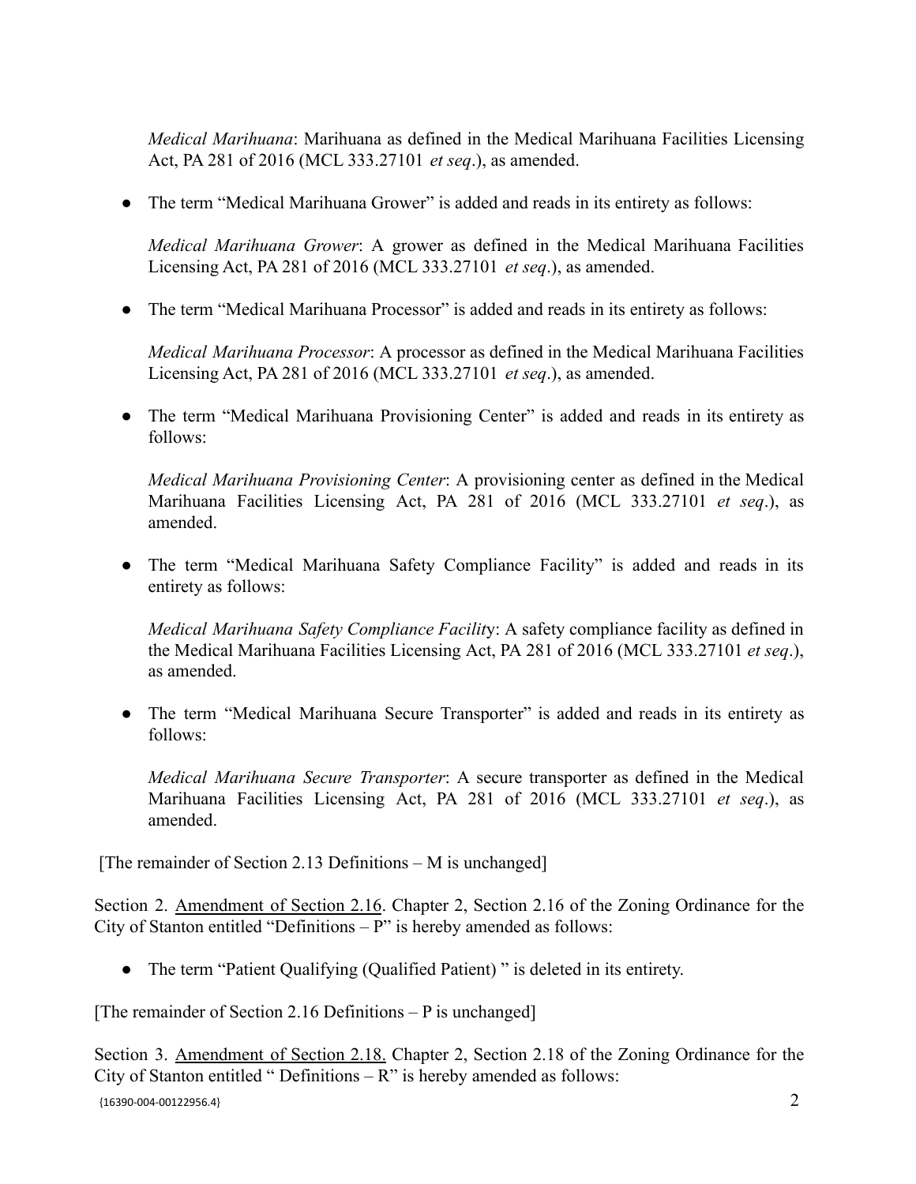*Medical Marihuana*: Marihuana as defined in the Medical Marihuana Facilities Licensing Act, PA 281 of 2016 (MCL 333.27101 *et seq*.), as amended.

- The term "Medical Marihuana Grower" is added and reads in its entirety as follows:

  *Medical Marihuana Grower*: A grower as defined in the Medical Marihuana Facilities Licensing Act, PA 281 of 2016 (MCL 333.27101 *et seq*.), as amended.

- The term "Medical Marihuana Processor" is added and reads in its entirety as follows:

  *Medical Marihuana Processor*: A processor as defined in the Medical Marihuana Facilities Licensing Act, PA 281 of 2016 (MCL 333.27101 *et seq*.), as amended.

- The term "Medical Marihuana Provisioning Center" is added and reads in its entirety as follows:

  *Medical Marihuana Provisioning Center*: A provisioning center as defined in the Medical Marihuana Facilities Licensing Act, PA 281 of 2016 (MCL 333.27101 *et seq*.), as amended.

- The term "Medical Marihuana Safety Compliance Facility" is added and reads in its entirety as follows:

  *Medical Marihuana Safety Compliance Facility*: A safety compliance facility as defined in the Medical Marihuana Facilities Licensing Act, PA 281 of 2016 (MCL 333.27101 *et seq*.), as amended.

- The term "Medical Marihuana Secure Transporter" is added and reads in its entirety as follows:

  *Medical Marihuana Secure Transporter*: A secure transporter as defined in the Medical Marihuana Facilities Licensing Act, PA 281 of 2016 (MCL 333.27101 *et seq*.), as amended.

[The remainder of Section 2.13 Definitions – M is unchanged]

Section 2. Amendment of Section 2.16. Chapter 2, Section 2.16 of the Zoning Ordinance for the City of Stanton entitled "Definitions – P" is hereby amended as follows:

- The term "Patient Qualifying (Qualified Patient) " is deleted in its entirety.

[The remainder of Section 2.16 Definitions – P is unchanged]

Section 3. Amendment of Section 2.18. Chapter 2, Section 2.18 of the Zoning Ordinance for the City of Stanton entitled " Definitions – R" is hereby amended as follows: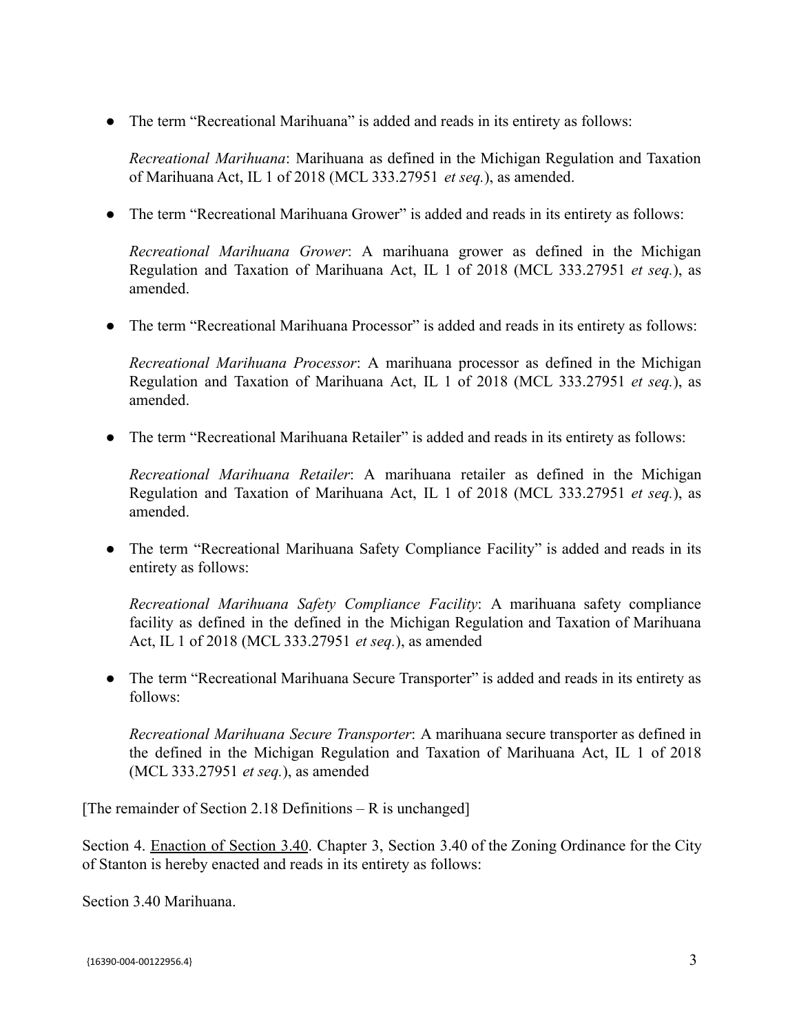- The term "Recreational Marihuana" is added and reads in its entirety as follows:

  *Recreational Marihuana*: Marihuana as defined in the Michigan Regulation and Taxation of Marihuana Act, IL 1 of 2018 (MCL 333.27951 *et seq.*), as amended.

- The term "Recreational Marihuana Grower" is added and reads in its entirety as follows:

  *Recreational Marihuana Grower*: A marihuana grower as defined in the Michigan Regulation and Taxation of Marihuana Act, IL 1 of 2018 (MCL 333.27951 *et seq.*), as amended.

- The term "Recreational Marihuana Processor" is added and reads in its entirety as follows:

  *Recreational Marihuana Processor*: A marihuana processor as defined in the Michigan Regulation and Taxation of Marihuana Act, IL 1 of 2018 (MCL 333.27951 *et seq.*), as amended.

- The term "Recreational Marihuana Retailer" is added and reads in its entirety as follows:

  *Recreational Marihuana Retailer*: A marihuana retailer as defined in the Michigan Regulation and Taxation of Marihuana Act, IL 1 of 2018 (MCL 333.27951 *et seq.*), as amended.

- The term "Recreational Marihuana Safety Compliance Facility" is added and reads in its entirety as follows:

  *Recreational Marihuana Safety Compliance Facility*: A marihuana safety compliance facility as defined in the defined in the Michigan Regulation and Taxation of Marihuana Act, IL 1 of 2018 (MCL 333.27951 *et seq.*), as amended

- The term "Recreational Marihuana Secure Transporter" is added and reads in its entirety as follows:

  *Recreational Marihuana Secure Transporter*: A marihuana secure transporter as defined in the defined in the Michigan Regulation and Taxation of Marihuana Act, IL 1 of 2018 (MCL 333.27951 *et seq.*), as amended

[The remainder of Section 2.18 Definitions – R is unchanged]

Section 4. Enaction of Section 3.40. Chapter 3, Section 3.40 of the Zoning Ordinance for the City of Stanton is hereby enacted and reads in its entirety as follows:

Section 3.40 Marihuana.

{16390-004-00122956.4}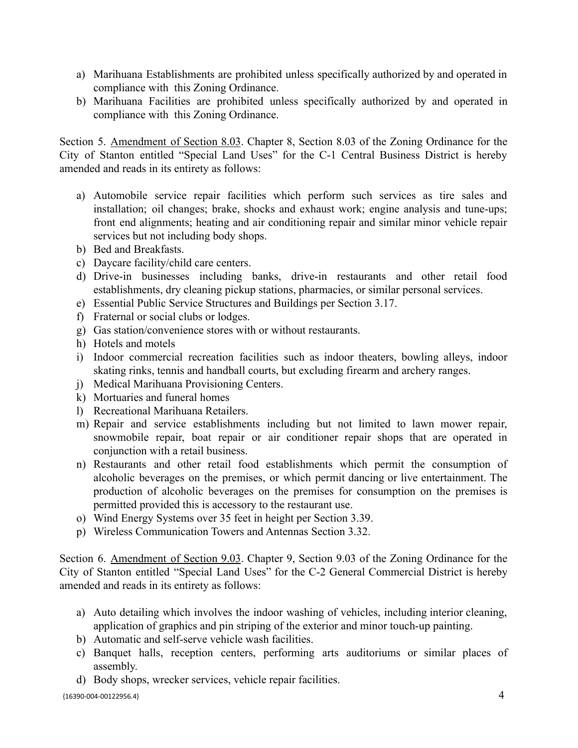a) Marihuana Establishments are prohibited unless specifically authorized by and operated in compliance with this Zoning Ordinance.
b) Marihuana Facilities are prohibited unless specifically authorized by and operated in compliance with this Zoning Ordinance.

Section 5. Amendment of Section 8.03. Chapter 8, Section 8.03 of the Zoning Ordinance for the City of Stanton entitled "Special Land Uses" for the C-1 Central Business District is hereby amended and reads in its entirety as follows:

a) Automobile service repair facilities which perform such services as tire sales and installation; oil changes; brake, shocks and exhaust work; engine analysis and tune-ups; front end alignments; heating and air conditioning repair and similar minor vehicle repair services but not including body shops.
b) Bed and Breakfasts.
c) Daycare facility/child care centers.
d) Drive-in businesses including banks, drive-in restaurants and other retail food establishments, dry cleaning pickup stations, pharmacies, or similar personal services.
e) Essential Public Service Structures and Buildings per Section 3.17.
f) Fraternal or social clubs or lodges.
g) Gas station/convenience stores with or without restaurants.
h) Hotels and motels
i) Indoor commercial recreation facilities such as indoor theaters, bowling alleys, indoor skating rinks, tennis and handball courts, but excluding firearm and archery ranges.
j) Medical Marihuana Provisioning Centers.
k) Mortuaries and funeral homes
l) Recreational Marihuana Retailers.
m) Repair and service establishments including but not limited to lawn mower repair, snowmobile repair, boat repair or air conditioner repair shops that are operated in conjunction with a retail business.
n) Restaurants and other retail food establishments which permit the consumption of alcoholic beverages on the premises, or which permit dancing or live entertainment. The production of alcoholic beverages on the premises for consumption on the premises is permitted provided this is accessory to the restaurant use.
o) Wind Energy Systems over 35 feet in height per Section 3.39.
p) Wireless Communication Towers and Antennas Section 3.32.

Section 6. Amendment of Section 9.03. Chapter 9, Section 9.03 of the Zoning Ordinance for the City of Stanton entitled "Special Land Uses" for the C-2 General Commercial District is hereby amended and reads in its entirety as follows:

a) Auto detailing which involves the indoor washing of vehicles, including interior cleaning, application of graphics and pin striping of the exterior and minor touch-up painting.
b) Automatic and self-serve vehicle wash facilities.
c) Banquet halls, reception centers, performing arts auditoriums or similar places of assembly.
d) Body shops, wrecker services, vehicle repair facilities.

{16390-004-00122956.4}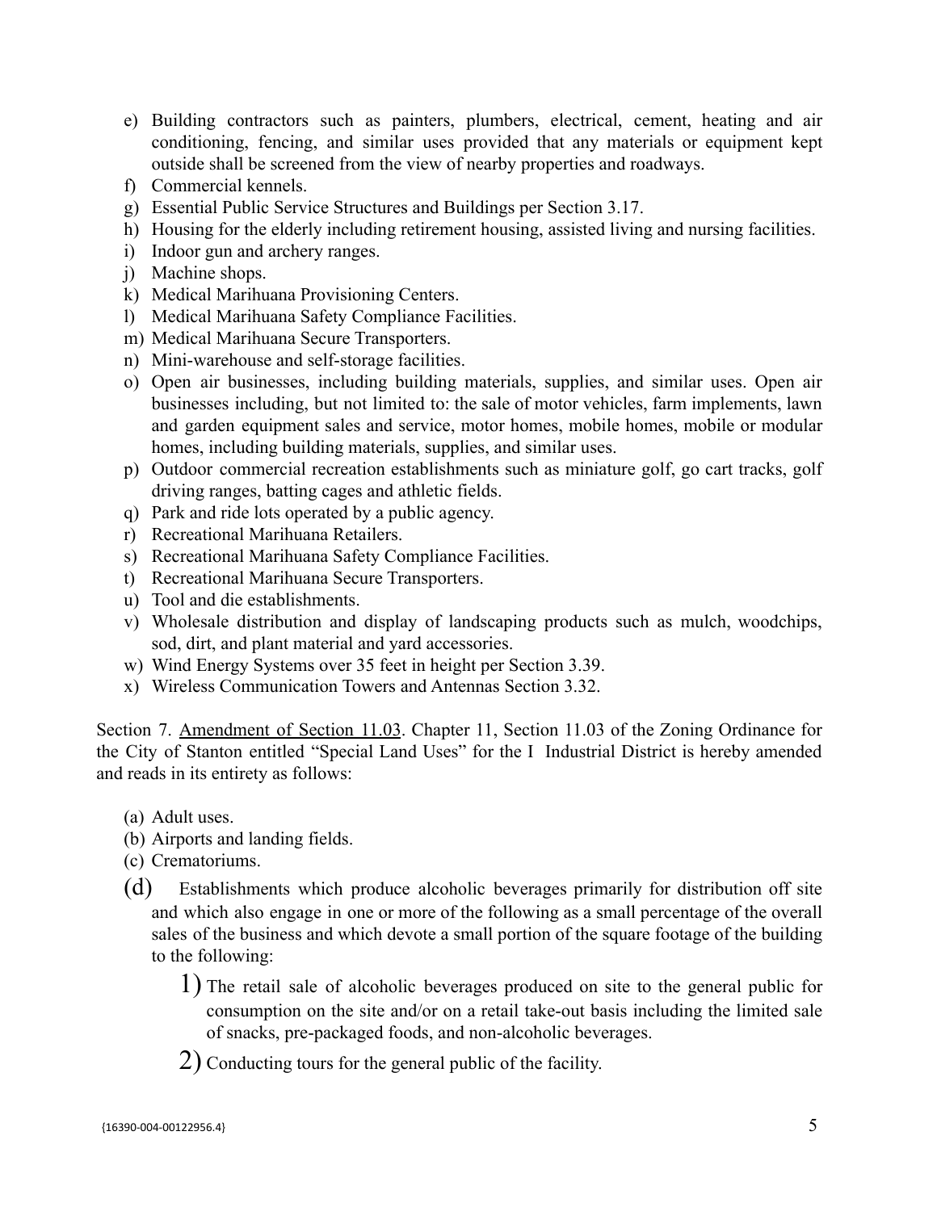e) Building contractors such as painters, plumbers, electrical, cement, heating and air conditioning, fencing, and similar uses provided that any materials or equipment kept outside shall be screened from the view of nearby properties and roadways.
f) Commercial kennels.
g) Essential Public Service Structures and Buildings per Section 3.17.
h) Housing for the elderly including retirement housing, assisted living and nursing facilities.
i) Indoor gun and archery ranges.
j) Machine shops.
k) Medical Marihuana Provisioning Centers.
l) Medical Marihuana Safety Compliance Facilities.
m) Medical Marihuana Secure Transporters.
n) Mini-warehouse and self-storage facilities.
o) Open air businesses, including building materials, supplies, and similar uses. Open air businesses including, but not limited to: the sale of motor vehicles, farm implements, lawn and garden equipment sales and service, motor homes, mobile homes, mobile or modular homes, including building materials, supplies, and similar uses.
p) Outdoor commercial recreation establishments such as miniature golf, go cart tracks, golf driving ranges, batting cages and athletic fields.
q) Park and ride lots operated by a public agency.
r) Recreational Marihuana Retailers.
s) Recreational Marihuana Safety Compliance Facilities.
t) Recreational Marihuana Secure Transporters.
u) Tool and die establishments.
v) Wholesale distribution and display of landscaping products such as mulch, woodchips, sod, dirt, and plant material and yard accessories.
w) Wind Energy Systems over 35 feet in height per Section 3.39.
x) Wireless Communication Towers and Antennas Section 3.32.

Section 7. <u>Amendment of Section 11.03</u>. Chapter 11, Section 11.03 of the Zoning Ordinance for the City of Stanton entitled "Special Land Uses" for the I Industrial District is hereby amended and reads in its entirety as follows:

(a) Adult uses.
(b) Airports and landing fields.
(c) Crematoriums.
(d) Establishments which produce alcoholic beverages primarily for distribution off site and which also engage in one or more of the following as a small percentage of the overall sales of the business and which devote a small portion of the square footage of the building to the following:

    1) The retail sale of alcoholic beverages produced on site to the general public for consumption on the site and/or on a retail take-out basis including the limited sale of snacks, pre-packaged foods, and non-alcoholic beverages.

    2) Conducting tours for the general public of the facility.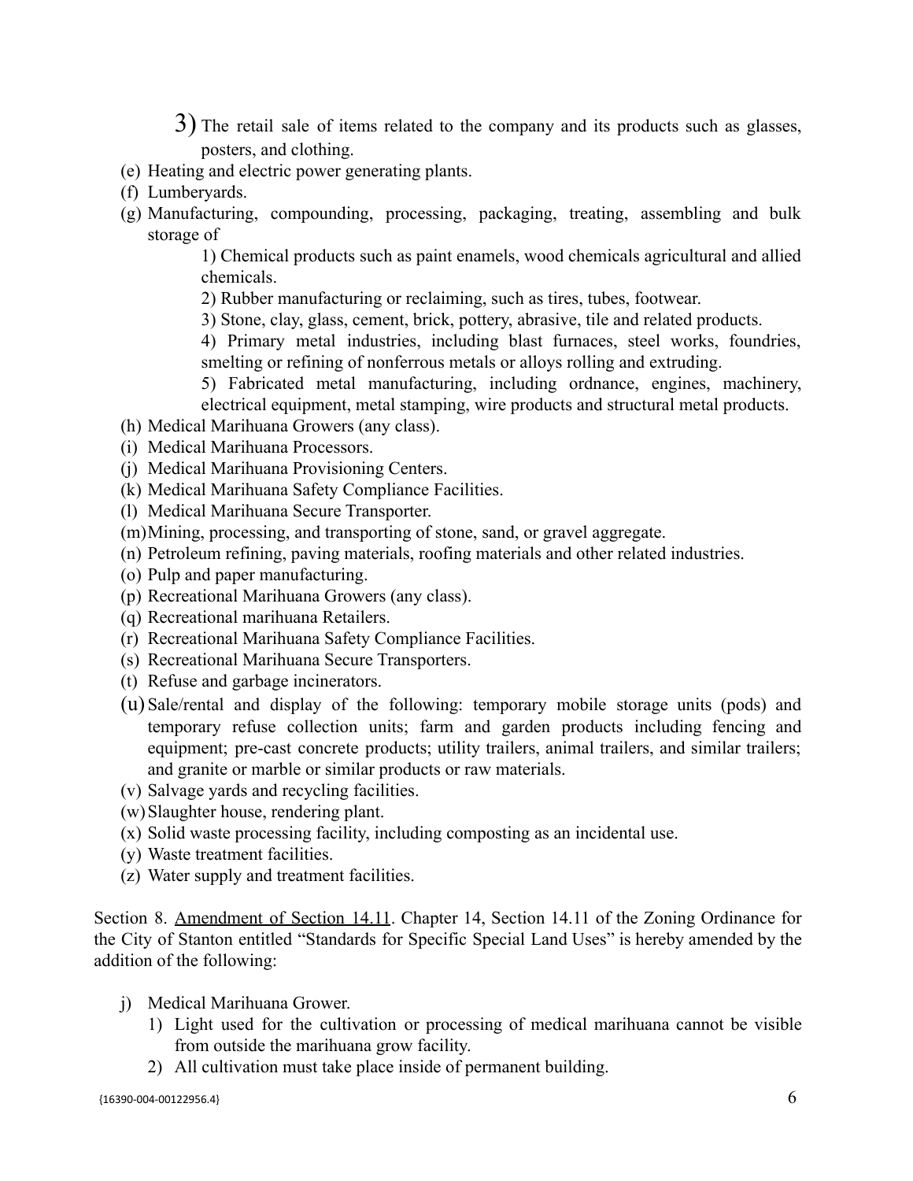3) The retail sale of items related to the company and its products such as glasses, posters, and clothing.

(e) Heating and electric power generating plants.

(f) Lumberyards.

(g) Manufacturing, compounding, processing, packaging, treating, assembling and bulk storage of

1) Chemical products such as paint enamels, wood chemicals agricultural and allied chemicals.

2) Rubber manufacturing or reclaiming, such as tires, tubes, footwear.

3) Stone, clay, glass, cement, brick, pottery, abrasive, tile and related products.

4) Primary metal industries, including blast furnaces, steel works, foundries, smelting or refining of nonferrous metals or alloys rolling and extruding.

5) Fabricated metal manufacturing, including ordnance, engines, machinery, electrical equipment, metal stamping, wire products and structural metal products.

(h) Medical Marihuana Growers (any class).

(i) Medical Marihuana Processors.

(j) Medical Marihuana Provisioning Centers.

(k) Medical Marihuana Safety Compliance Facilities.

(l) Medical Marihuana Secure Transporter.

(m) Mining, processing, and transporting of stone, sand, or gravel aggregate.

(n) Petroleum refining, paving materials, roofing materials and other related industries.

(o) Pulp and paper manufacturing.

(p) Recreational Marihuana Growers (any class).

(q) Recreational marihuana Retailers.

(r) Recreational Marihuana Safety Compliance Facilities.

(s) Recreational Marihuana Secure Transporters.

(t) Refuse and garbage incinerators.

(u) Sale/rental and display of the following: temporary mobile storage units (pods) and temporary refuse collection units; farm and garden products including fencing and equipment; pre-cast concrete products; utility trailers, animal trailers, and similar trailers; and granite or marble or similar products or raw materials.

(v) Salvage yards and recycling facilities.

(w) Slaughter house, rendering plant.

(x) Solid waste processing facility, including composting as an incidental use.

(y) Waste treatment facilities.

(z) Water supply and treatment facilities.

Section 8. Amendment of Section 14.11. Chapter 14, Section 14.11 of the Zoning Ordinance for the City of Stanton entitled "Standards for Specific Special Land Uses" is hereby amended by the addition of the following:

j) Medical Marihuana Grower.

1) Light used for the cultivation or processing of medical marihuana cannot be visible from outside the marihuana grow facility.

2) All cultivation must take place inside of permanent building.

{16390-004-00122956.4}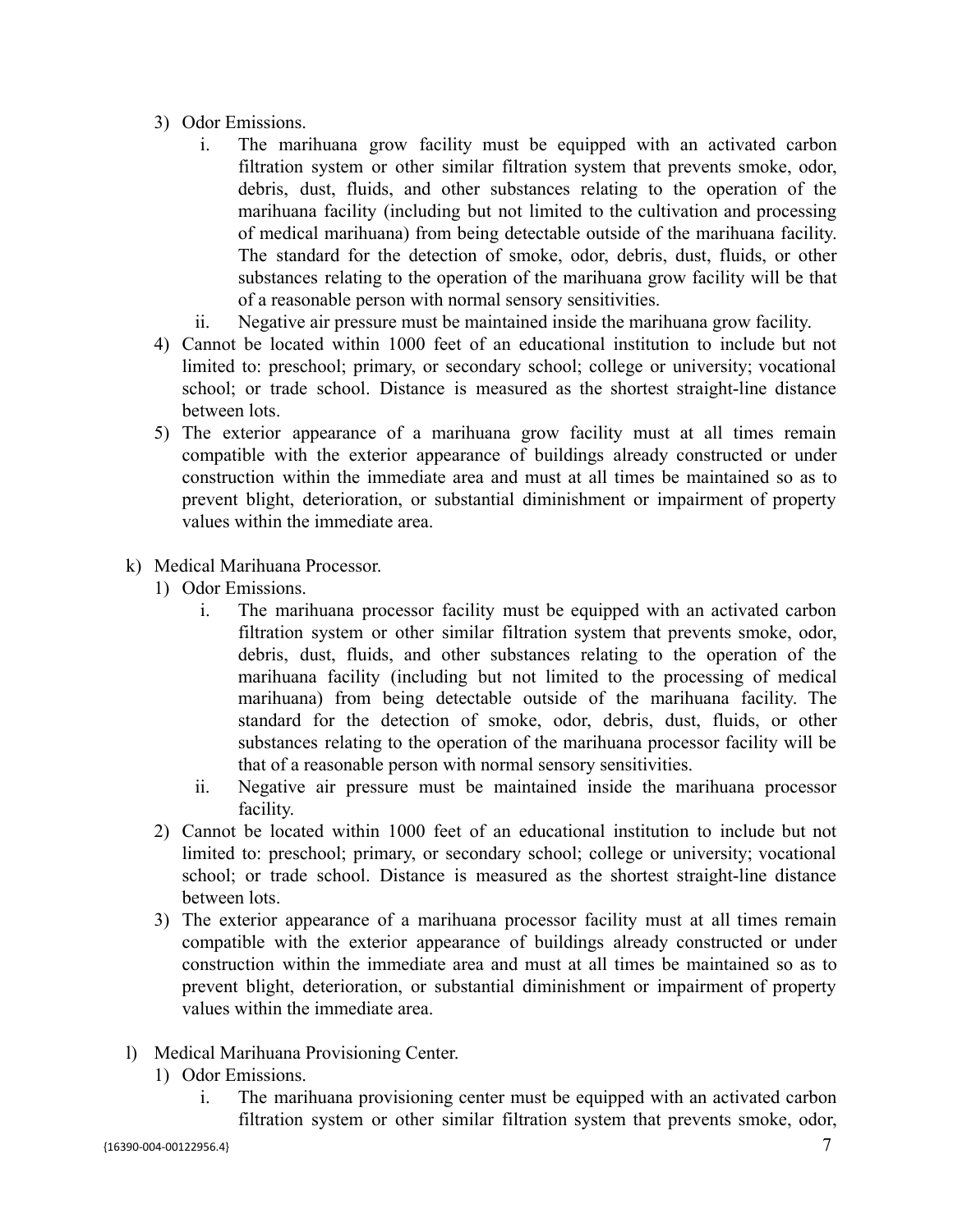3) Odor Emissions.
   i. The marihuana grow facility must be equipped with an activated carbon filtration system or other similar filtration system that prevents smoke, odor, debris, dust, fluids, and other substances relating to the operation of the marihuana facility (including but not limited to the cultivation and processing of medical marihuana) from being detectable outside of the marihuana facility. The standard for the detection of smoke, odor, debris, dust, fluids, or other substances relating to the operation of the marihuana grow facility will be that of a reasonable person with normal sensory sensitivities.
   ii. Negative air pressure must be maintained inside the marihuana grow facility.
4) Cannot be located within 1000 feet of an educational institution to include but not limited to: preschool; primary, or secondary school; college or university; vocational school; or trade school. Distance is measured as the shortest straight-line distance between lots.
5) The exterior appearance of a marihuana grow facility must at all times remain compatible with the exterior appearance of buildings already constructed or under construction within the immediate area and must at all times be maintained so as to prevent blight, deterioration, or substantial diminishment or impairment of property values within the immediate area.

k) Medical Marihuana Processor.
   1) Odor Emissions.
      i. The marihuana processor facility must be equipped with an activated carbon filtration system or other similar filtration system that prevents smoke, odor, debris, dust, fluids, and other substances relating to the operation of the marihuana facility (including but not limited to the processing of medical marihuana) from being detectable outside of the marihuana facility. The standard for the detection of smoke, odor, debris, dust, fluids, or other substances relating to the operation of the marihuana processor facility will be that of a reasonable person with normal sensory sensitivities.
      ii. Negative air pressure must be maintained inside the marihuana processor facility.
   2) Cannot be located within 1000 feet of an educational institution to include but not limited to: preschool; primary, or secondary school; college or university; vocational school; or trade school. Distance is measured as the shortest straight-line distance between lots.
   3) The exterior appearance of a marihuana processor facility must at all times remain compatible with the exterior appearance of buildings already constructed or under construction within the immediate area and must at all times be maintained so as to prevent blight, deterioration, or substantial diminishment or impairment of property values within the immediate area.

l) Medical Marihuana Provisioning Center.
   1) Odor Emissions.
      i. The marihuana provisioning center must be equipped with an activated carbon filtration system or other similar filtration system that prevents smoke, odor,

{16390-004-00122956.4}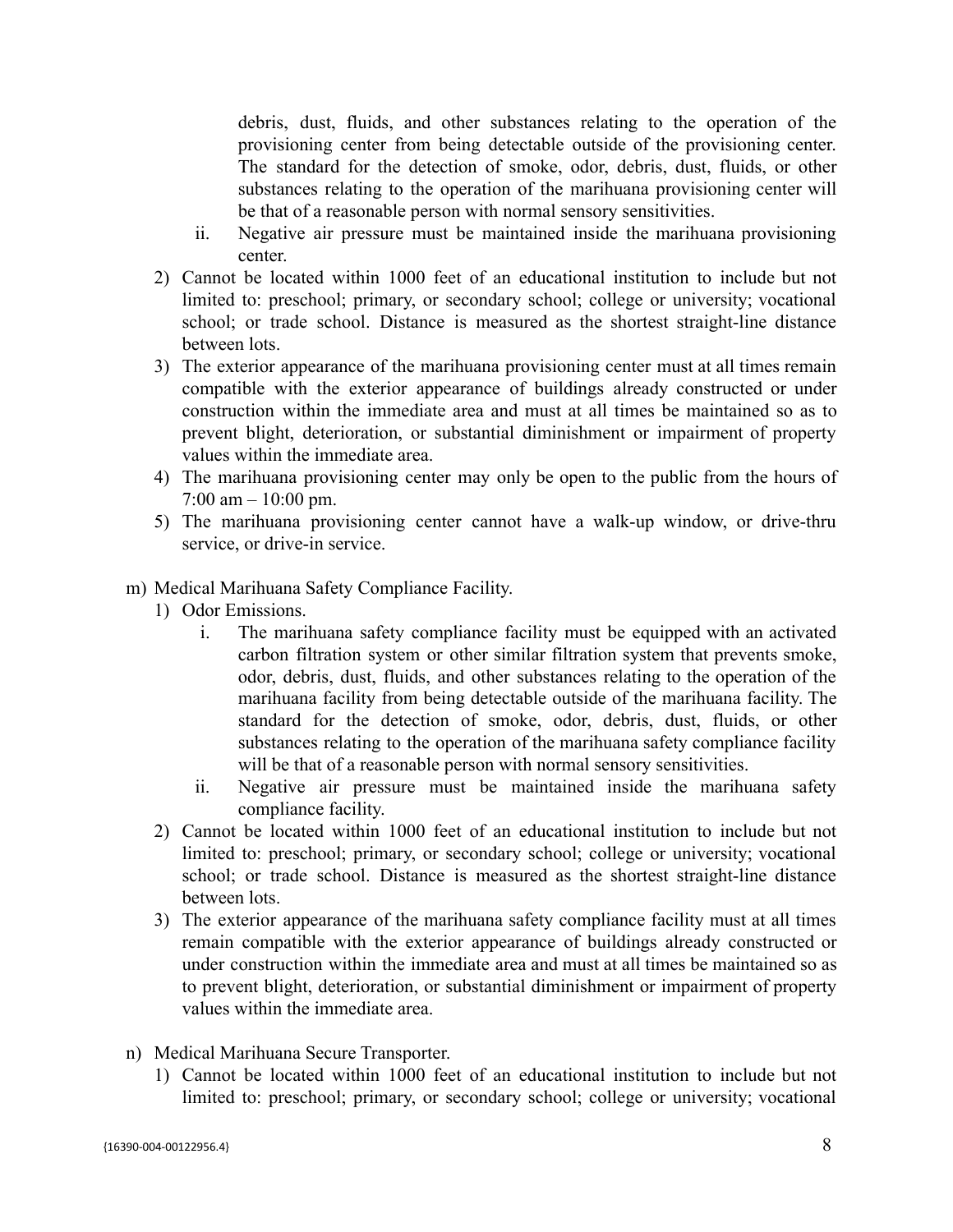debris, dust, fluids, and other substances relating to the operation of the provisioning center from being detectable outside of the provisioning center. The standard for the detection of smoke, odor, debris, dust, fluids, or other substances relating to the operation of the marihuana provisioning center will be that of a reasonable person with normal sensory sensitivities.

   ii. Negative air pressure must be maintained inside the marihuana provisioning center.

2) Cannot be located within 1000 feet of an educational institution to include but not limited to: preschool; primary, or secondary school; college or university; vocational school; or trade school. Distance is measured as the shortest straight-line distance between lots.
3) The exterior appearance of the marihuana provisioning center must at all times remain compatible with the exterior appearance of buildings already constructed or under construction within the immediate area and must at all times be maintained so as to prevent blight, deterioration, or substantial diminishment or impairment of property values within the immediate area.
4) The marihuana provisioning center may only be open to the public from the hours of 7:00 am – 10:00 pm.
5) The marihuana provisioning center cannot have a walk-up window, or drive-thru service, or drive-in service.

m) Medical Marihuana Safety Compliance Facility.

   1) Odor Emissions.

      i. The marihuana safety compliance facility must be equipped with an activated carbon filtration system or other similar filtration system that prevents smoke, odor, debris, dust, fluids, and other substances relating to the operation of the marihuana facility from being detectable outside of the marihuana facility. The standard for the detection of smoke, odor, debris, dust, fluids, or other substances relating to the operation of the marihuana safety compliance facility will be that of a reasonable person with normal sensory sensitivities.
      ii. Negative air pressure must be maintained inside the marihuana safety compliance facility.

   2) Cannot be located within 1000 feet of an educational institution to include but not limited to: preschool; primary, or secondary school; college or university; vocational school; or trade school. Distance is measured as the shortest straight-line distance between lots.
   3) The exterior appearance of the marihuana safety compliance facility must at all times remain compatible with the exterior appearance of buildings already constructed or under construction within the immediate area and must at all times be maintained so as to prevent blight, deterioration, or substantial diminishment or impairment of property values within the immediate area.

n) Medical Marihuana Secure Transporter.

   1) Cannot be located within 1000 feet of an educational institution to include but not limited to: preschool; primary, or secondary school; college or university; vocational

{16390-004-00122956.4}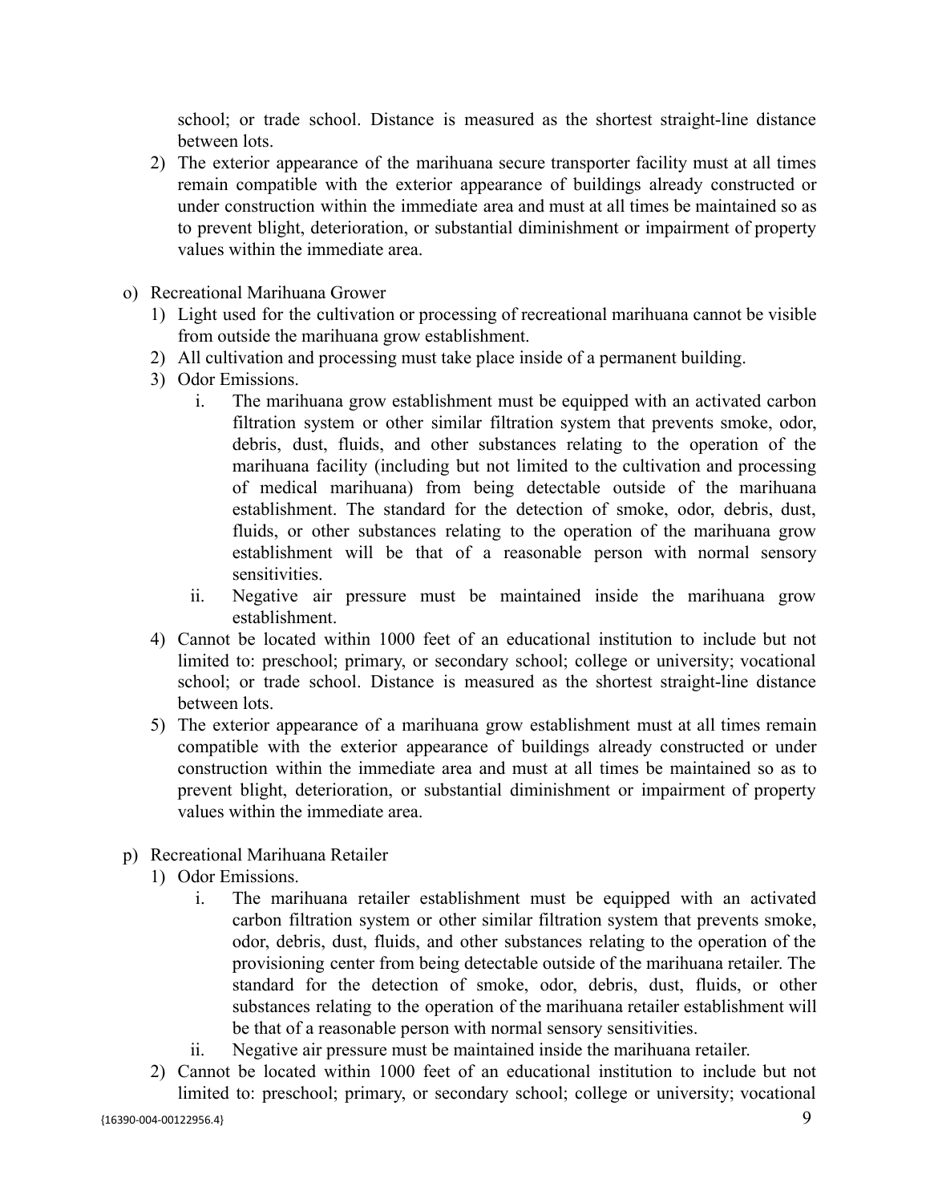school; or trade school. Distance is measured as the shortest straight-line distance between lots.

2) The exterior appearance of the marihuana secure transporter facility must at all times remain compatible with the exterior appearance of buildings already constructed or under construction within the immediate area and must at all times be maintained so as to prevent blight, deterioration, or substantial diminishment or impairment of property values within the immediate area.

o) Recreational Marihuana Grower

1) Light used for the cultivation or processing of recreational marihuana cannot be visible from outside the marihuana grow establishment.
2) All cultivation and processing must take place inside of a permanent building.
3) Odor Emissions.
   i. The marihuana grow establishment must be equipped with an activated carbon filtration system or other similar filtration system that prevents smoke, odor, debris, dust, fluids, and other substances relating to the operation of the marihuana facility (including but not limited to the cultivation and processing of medical marihuana) from being detectable outside of the marihuana establishment. The standard for the detection of smoke, odor, debris, dust, fluids, or other substances relating to the operation of the marihuana grow establishment will be that of a reasonable person with normal sensory sensitivities.
   ii. Negative air pressure must be maintained inside the marihuana grow establishment.
4) Cannot be located within 1000 feet of an educational institution to include but not limited to: preschool; primary, or secondary school; college or university; vocational school; or trade school. Distance is measured as the shortest straight-line distance between lots.
5) The exterior appearance of a marihuana grow establishment must at all times remain compatible with the exterior appearance of buildings already constructed or under construction within the immediate area and must at all times be maintained so as to prevent blight, deterioration, or substantial diminishment or impairment of property values within the immediate area.

p) Recreational Marihuana Retailer

1) Odor Emissions.
   i. The marihuana retailer establishment must be equipped with an activated carbon filtration system or other similar filtration system that prevents smoke, odor, debris, dust, fluids, and other substances relating to the operation of the provisioning center from being detectable outside of the marihuana retailer. The standard for the detection of smoke, odor, debris, dust, fluids, or other substances relating to the operation of the marihuana retailer establishment will be that of a reasonable person with normal sensory sensitivities.
   ii. Negative air pressure must be maintained inside the marihuana retailer.
2) Cannot be located within 1000 feet of an educational institution to include but not limited to: preschool; primary, or secondary school; college or university; vocational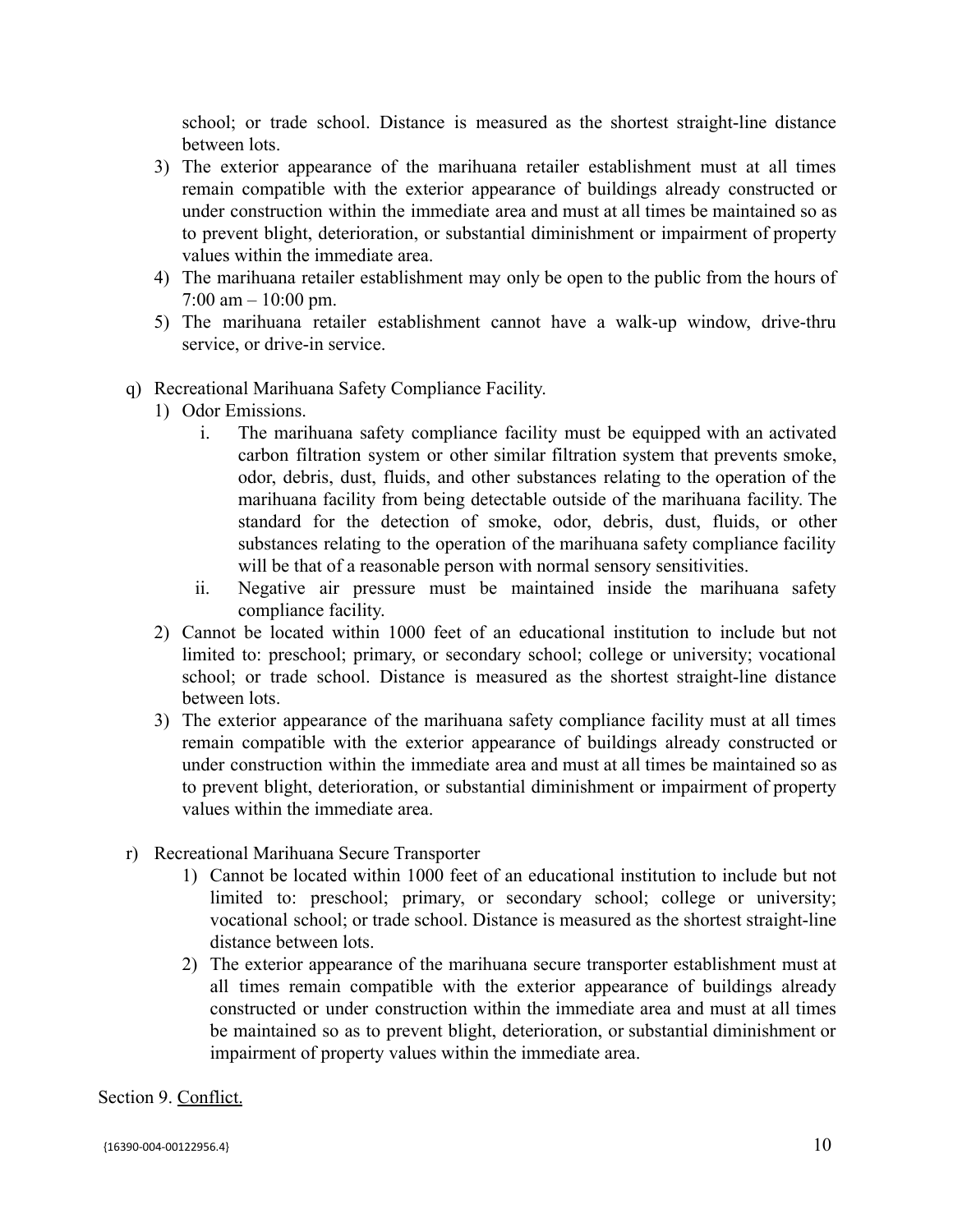school; or trade school. Distance is measured as the shortest straight-line distance between lots.

3) The exterior appearance of the marihuana retailer establishment must at all times remain compatible with the exterior appearance of buildings already constructed or under construction within the immediate area and must at all times be maintained so as to prevent blight, deterioration, or substantial diminishment or impairment of property values within the immediate area.
4) The marihuana retailer establishment may only be open to the public from the hours of 7:00 am – 10:00 pm.
5) The marihuana retailer establishment cannot have a walk-up window, drive-thru service, or drive-in service.

q) Recreational Marihuana Safety Compliance Facility.
   1) Odor Emissions.
      i. The marihuana safety compliance facility must be equipped with an activated carbon filtration system or other similar filtration system that prevents smoke, odor, debris, dust, fluids, and other substances relating to the operation of the marihuana facility from being detectable outside of the marihuana facility. The standard for the detection of smoke, odor, debris, dust, fluids, or other substances relating to the operation of the marihuana safety compliance facility will be that of a reasonable person with normal sensory sensitivities.
      ii. Negative air pressure must be maintained inside the marihuana safety compliance facility.
   2) Cannot be located within 1000 feet of an educational institution to include but not limited to: preschool; primary, or secondary school; college or university; vocational school; or trade school. Distance is measured as the shortest straight-line distance between lots.
   3) The exterior appearance of the marihuana safety compliance facility must at all times remain compatible with the exterior appearance of buildings already constructed or under construction within the immediate area and must at all times be maintained so as to prevent blight, deterioration, or substantial diminishment or impairment of property values within the immediate area.

r) Recreational Marihuana Secure Transporter
   1) Cannot be located within 1000 feet of an educational institution to include but not limited to: preschool; primary, or secondary school; college or university; vocational school; or trade school. Distance is measured as the shortest straight-line distance between lots.
   2) The exterior appearance of the marihuana secure transporter establishment must at all times remain compatible with the exterior appearance of buildings already constructed or under construction within the immediate area and must at all times be maintained so as to prevent blight, deterioration, or substantial diminishment or impairment of property values within the immediate area.

Section 9. Conflict.

{16390-004-00122956.4}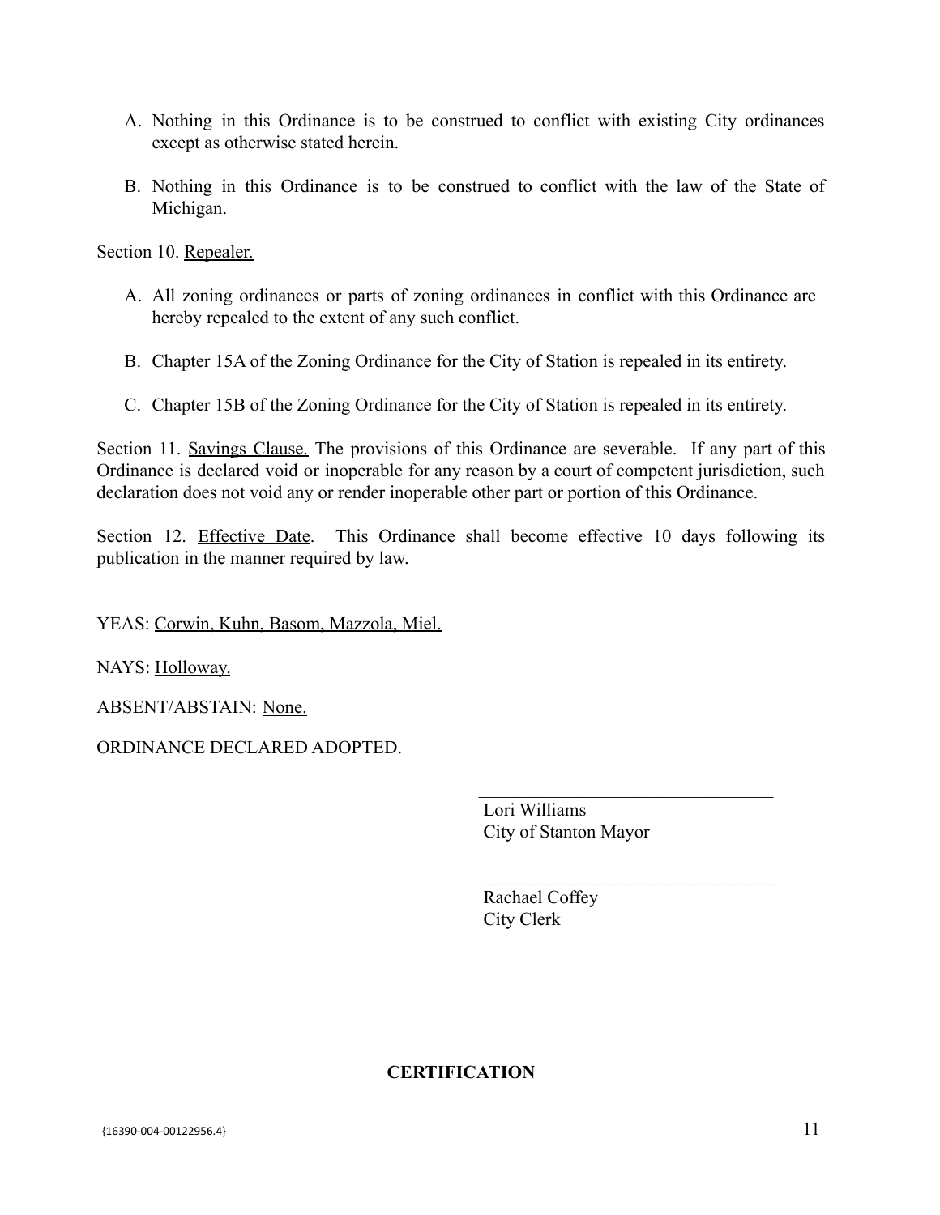A. Nothing in this Ordinance is to be construed to conflict with existing City ordinances except as otherwise stated herein.

B. Nothing in this Ordinance is to be construed to conflict with the law of the State of Michigan.

Section 10. Repealer.

A. All zoning ordinances or parts of zoning ordinances in conflict with this Ordinance are hereby repealed to the extent of any such conflict.

B. Chapter 15A of the Zoning Ordinance for the City of Station is repealed in its entirety.

C. Chapter 15B of the Zoning Ordinance for the City of Station is repealed in its entirety.

Section 11. Savings Clause. The provisions of this Ordinance are severable. If any part of this Ordinance is declared void or inoperable for any reason by a court of competent jurisdiction, such declaration does not void any or render inoperable other part or portion of this Ordinance.

Section 12. Effective Date. This Ordinance shall become effective 10 days following its publication in the manner required by law.

YEAS: Corwin, Kuhn, Basom, Mazzola, Miel.

NAYS: Holloway.

ABSENT/ABSTAIN: None.

ORDINANCE DECLARED ADOPTED.

\_\_\_\_\_\_\_\_\_\_\_\_\_\_\_\_\_\_\_\_\_\_\_\_\_\_\_\_\_\_\_\_
Lori Williams
City of Stanton Mayor

\_\_\_\_\_\_\_\_\_\_\_\_\_\_\_\_\_\_\_\_\_\_\_\_\_\_\_\_\_\_\_\_
Rachael Coffey
City Clerk

**CERTIFICATION**

{16390-004-00122956.4}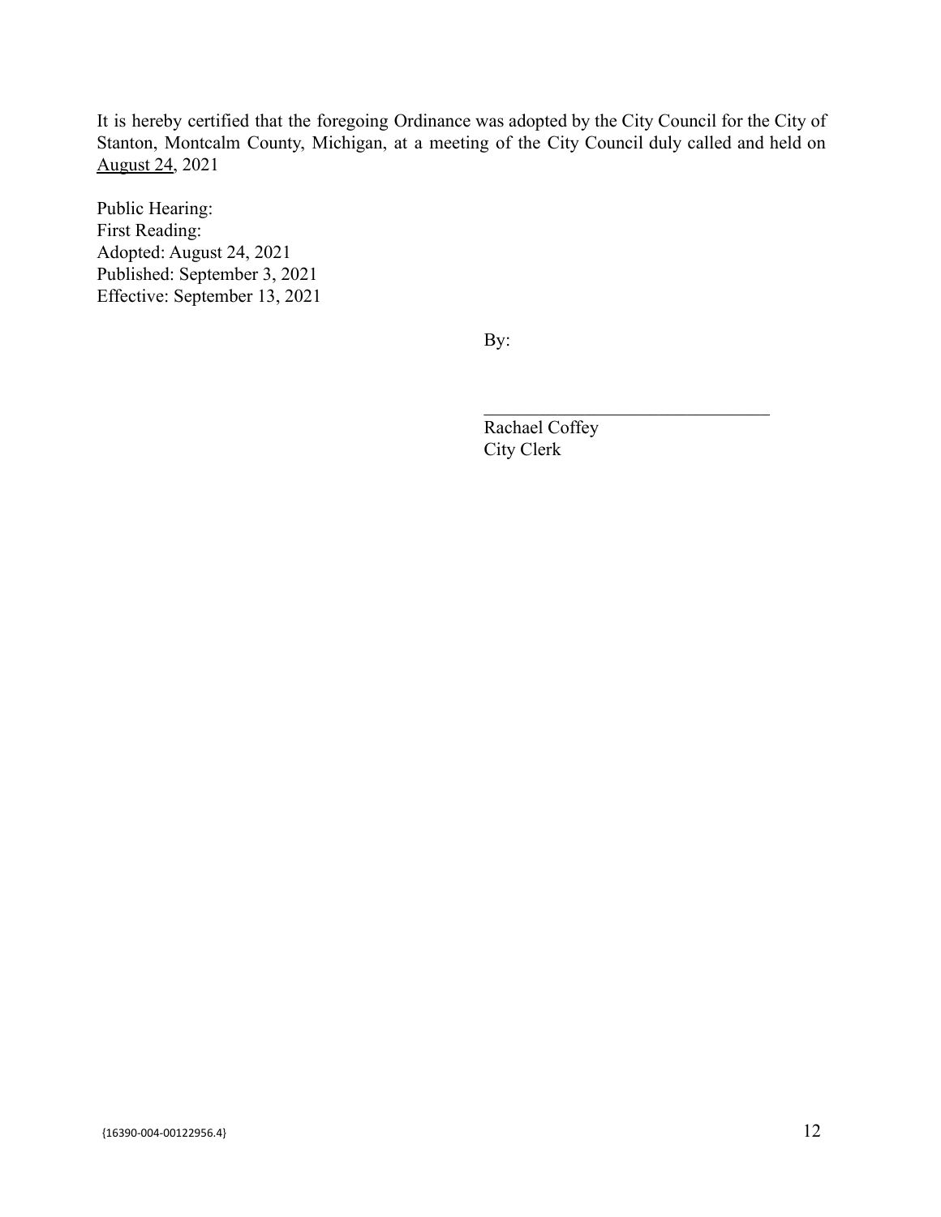It is hereby certified that the foregoing Ordinance was adopted by the City Council for the City of Stanton, Montcalm County, Michigan, at a meeting of the City Council duly called and held on August 24, 2021

Public Hearing:
First Reading:
Adopted: August 24, 2021
Published: September 3, 2021
Effective: September 13, 2021

By:

______________________________
Rachael Coffey
City Clerk

{16390-004-00122956.4}